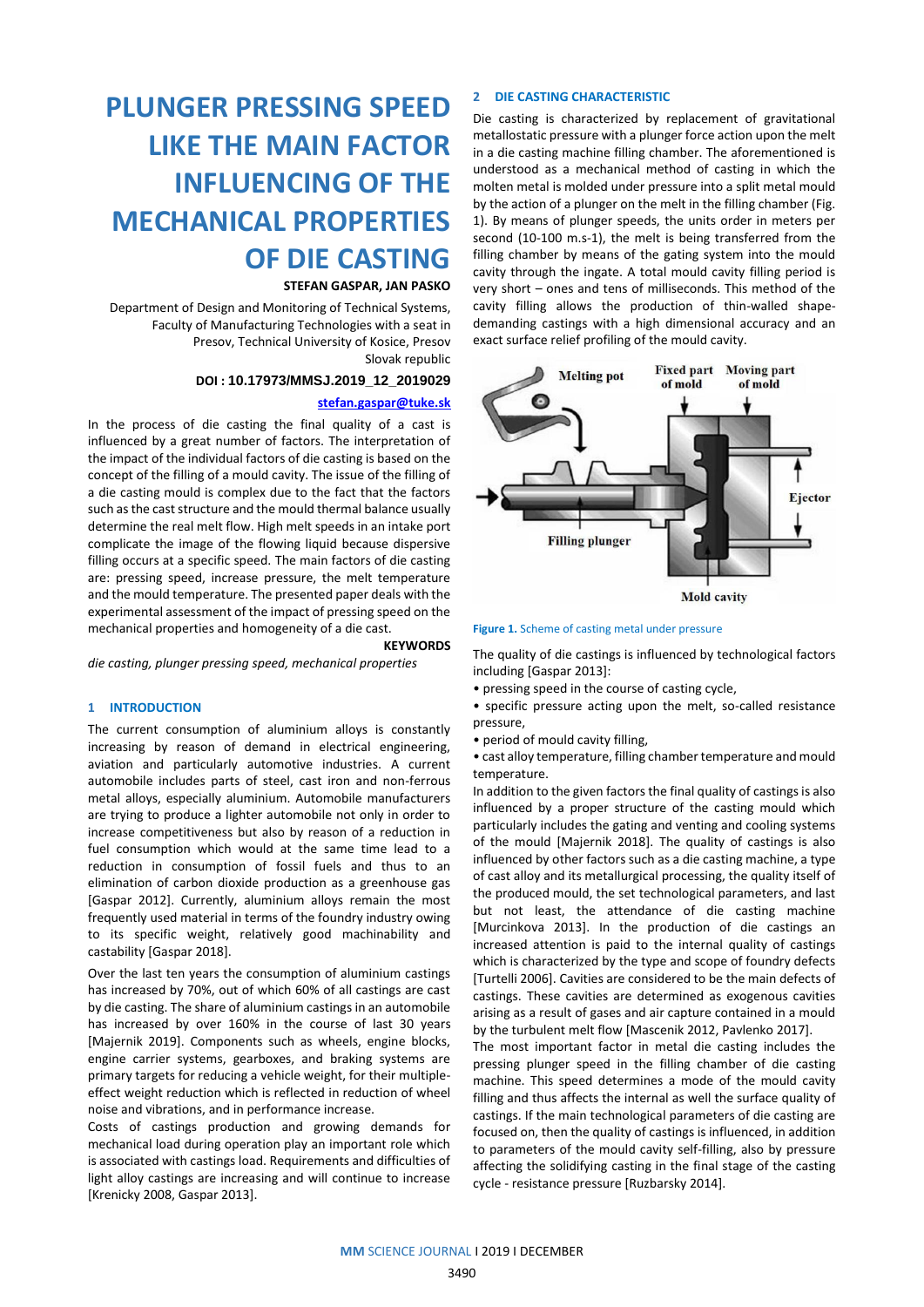# PLUNGER PRESSING SPEED LIKE THE MAIN FACTOR INFLUENCING OF THE MECHANICAL PROPERTIES OF DIE CASTING

**STEFAN GASPAR, JAN PASKO**

Department of Design and Monitoring of Technical Systems, Faculty of Manufacturing Technologies with a seat in Presov, Technical University of Kosice, Presov Slovak republic

**DOI : 10.17973/MMSJ.2019_12_2019029**

**stefan.gaspar@tuke.sk**

In the process of die casting the final quality of a cast is influenced by a great number of factors. The interpretation of the impact of the individual factors of die casting is based on the concept of the filling of a mould cavity. The issue of the filling of a die casting mould is complex due to the fact that the factors such as the cast structure and the mould thermal balance usually determine the real melt flow. High melt speeds in an intake port complicate the image of the flowing liquid because dispersive filling occurs at a specific speed. The main factors of die casting are: pressing speed, increase pressure, the melt temperature and the mould temperature. The presented paper deals with the experimental assessment of the impact of pressing speed on the mechanical properties and homogeneity of a die cast.

**KEYWORDS**

*die casting, plunger pressing speed, mechanical properties*

## 1 INTRODUCTION

The current consumption of aluminium alloys is constantly increasing by reason of demand in electrical engineering, aviation and particularly automotive industries. A current automobile includes parts of steel, cast iron and non-ferrous metal alloys, especially aluminium. Automobile manufacturers are trying to produce a lighter automobile not only in order to increase competitiveness but also by reason of a reduction in fuel consumption which would at the same time lead to a reduction in consumption of fossil fuels and thus to an elimination of carbon dioxide production as a greenhouse gas [Gaspar 2012]. Currently, aluminium alloys remain the most frequently used material in terms of the foundry industry owing to its specific weight, relatively good machinability and castability [Gaspar 2018].

Over the last ten years the consumption of aluminium castings has increased by 70%, out of which 60% of all castings are cast by die casting. The share of aluminium castings in an automobile has increased by over 160% in the course of last 30 years [Majernik 2019]. Components such as wheels, engine blocks, engine carrier systems, gearboxes, and braking systems are primary targets for reducing a vehicle weight, for their multiple-effect weight reduction which is reflected in reduction of wheel noise and vibrations, and in performance increase.

Costs of castings production and growing demands for mechanical load during operation play an important role which is associated with castings load. Requirements and difficulties of light alloy castings are increasing and will continue to increase [Krenicky 2008, Gaspar 2013].

## 2 DIE CASTING CHARACTERISTIC

Die casting is characterized by replacement of gravitational metallostatic pressure with a plunger force action upon the melt in a die casting machine filling chamber. The aforementioned is understood as a mechanical method of casting in which the molten metal is molded under pressure into a split metal mould by the action of a plunger on the melt in the filling chamber (Fig. 1). By means of plunger speeds, the units order in meters per second (10-100 m.s-1), the melt is being transferred from the filling chamber by means of the gating system into the mould cavity through the ingate. A total mould cavity filling period is very short – ones and tens of milliseconds. This method of the cavity filling allows the production of thin-walled shape-demanding castings with a high dimensional accuracy and an exact surface relief profiling of the mould cavity.

**Figure 1.** Scheme of casting metal under pressure

The quality of die castings is influenced by technological factors including [Gaspar 2013]:

- pressing speed in the course of casting cycle,
- specific pressure acting upon the melt, so-called resistance pressure,
- period of mould cavity filling,
- cast alloy temperature, filling chamber temperature and mould temperature.

In addition to the given factors the final quality of castings is also influenced by a proper structure of the casting mould which particularly includes the gating and venting and cooling systems of the mould [Majernik 2018]. The quality of castings is also influenced by other factors such as a die casting machine, a type of cast alloy and its metallurgical processing, the quality itself of the produced mould, the set technological parameters, and last but not least, the attendance of die casting machine [Murcinkova 2013]. In the production of die castings an increased attention is paid to the internal quality of castings which is characterized by the type and scope of foundry defects [Turtelli 2006]. Cavities are considered to be the main defects of castings. These cavities are determined as exogenous cavities arising as a result of gases and air capture contained in a mould by the turbulent melt flow [Mascenik 2012, Pavlenko 2017].

The most important factor in metal die casting includes the pressing plunger speed in the filling chamber of die casting machine. This speed determines a mode of the mould cavity filling and thus affects the internal as well the surface quality of castings. If the main technological parameters of die casting are focused on, then the quality of castings is influenced, in addition to parameters of the mould cavity self-filling, also by pressure affecting the solidifying casting in the final stage of the casting cycle - resistance pressure [Ruzbarsky 2014].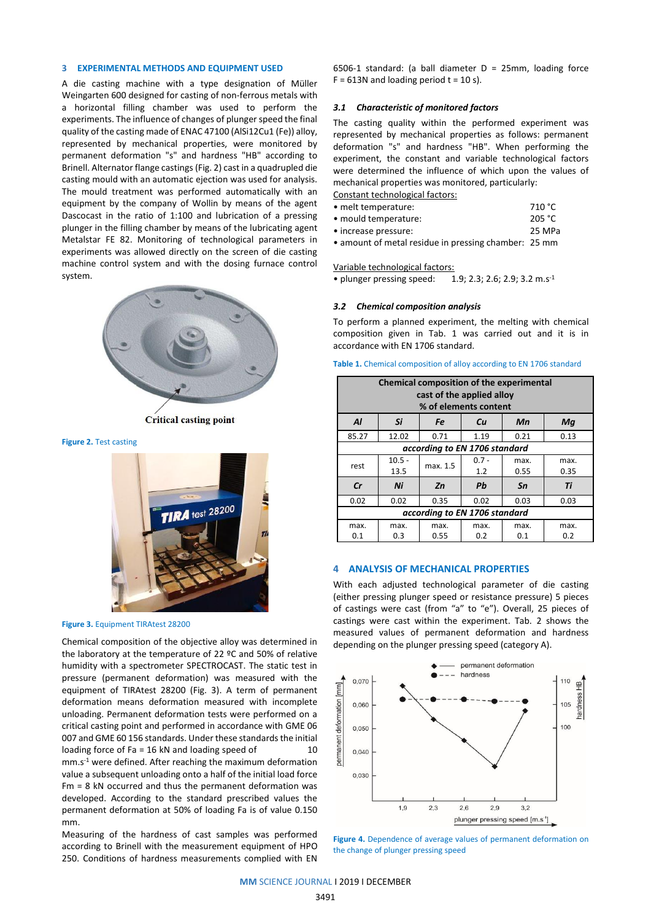## 3 EXPERIMENTAL METHODS AND EQUIPMENT USED

A die casting machine with a type designation of Müller Weingarten 600 designed for casting of non-ferrous metals with a horizontal filling chamber was used to perform the experiments. The influence of changes of plunger speed the final quality of the casting made of ENAC 47100 (AlSi12Cu1 (Fe)) alloy, represented by mechanical properties, were monitored by permanent deformation "s" and hardness "HB" according to Brinell. Alternator flange castings (Fig. 2) cast in a quadrupled die casting mould with an automatic ejection was used for analysis. The mould treatment was performed automatically with an equipment by the company of Wollin by means of the agent Dascocast in the ratio of 1:100 and lubrication of a pressing plunger in the filling chamber by means of the lubricating agent Metalstar FE 82. Monitoring of technological parameters in experiments was allowed directly on the screen of die casting machine control system and with the dosing furnace control system.

Critical casting point

**Figure 2.** Test casting

**Figure 3.** Equipment TIRAtest 28200

Chemical composition of the objective alloy was determined in the laboratory at the temperature of 22 ºC and 50% of relative humidity with a spectrometer SPECTROCAST. The static test in pressure (permanent deformation) was measured with the equipment of TIRAtest 28200 (Fig. 3). A term of permanent deformation means deformation measured with incomplete unloading. Permanent deformation tests were performed on a critical casting point and performed in accordance with GME 06 007 and GME 60 156 standards. Under these standards the initial loading force of Fa = 16 kN and loading speed of 10 mm.s$^{-1}$ were defined. After reaching the maximum deformation value a subsequent unloading onto a half of the initial load force Fm = 8 kN occurred and thus the permanent deformation was developed. According to the standard prescribed values the permanent deformation at 50% of loading Fa is of value 0.150 mm.

Measuring of the hardness of cast samples was performed according to Brinell with the measurement equipment of HPO 250. Conditions of hardness measurements complied with EN 6506-1 standard: (a ball diameter D = 25mm, loading force F = 613N and loading period t = 10 s).

### 3.1 Characteristic of monitored factors

The casting quality within the performed experiment was represented by mechanical properties as follows: permanent deformation "s" and hardness "HB". When performing the experiment, the constant and variable technological factors were determined the influence of which upon the values of mechanical properties was monitored, particularly:

Constant technological factors:

- melt temperature: 710 °C
- mould temperature: 205 °C
- increase pressure: 25 MPa
- amount of metal residue in pressing chamber: 25 mm

Variable technological factors:

- plunger pressing speed: 1.9; 2.3; 2.6; 2.9; 3.2 m.s$^{-1}$

### 3.2 Chemical composition analysis

To perform a planned experiment, the melting with chemical composition given in Tab. 1 was carried out and it is in accordance with EN 1706 standard.

**Table 1.** Chemical composition of alloy according to EN 1706 standard

| Chemical composition of the experimental cast of the applied alloy % of elements content | | | | | |
|---|---|---|---|---|---|
| ***Al*** | ***Si*** | ***Fe*** | ***Cu*** | ***Mn*** | ***Mg*** |
| 85.27 | 12.02 | 0.71 | 1.19 | 0.21 | 0.13 |
| ***according to EN 1706 standard*** | | | | | |
| rest | 10.5 - 13.5 | max. 1.5 | 0.7 - 1.2 | max. 0.55 | max. 0.35 |
| ***Cr*** | ***Ni*** | ***Zn*** | ***Pb*** | ***Sn*** | ***Ti*** |
| 0.02 | 0.02 | 0.35 | 0.02 | 0.03 | 0.03 |
| ***according to EN 1706 standard*** | | | | | |
| max. 0.1 | max. 0.3 | max. 0.55 | max. 0.2 | max. 0.1 | max. 0.2 |

## 4 ANALYSIS OF MECHANICAL PROPERTIES

With each adjusted technological parameter of die casting (either pressing plunger speed or resistance pressure) 5 pieces of castings were cast (from "a" to "e"). Overall, 25 pieces of castings were cast within the experiment. Tab. 2 shows the measured values of permanent deformation and hardness depending on the plunger pressing speed (category A).

**Figure 4.** Dependence of average values of permanent deformation on the change of plunger pressing speed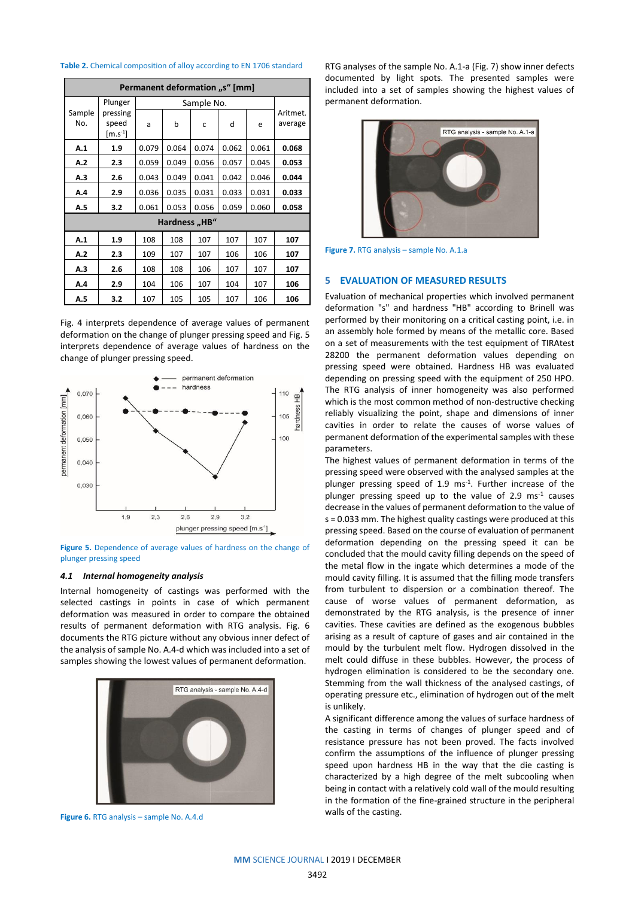Table 2. Chemical composition of alloy according to EN 1706 standard

| Permanent deformation „s“ [mm] | | | | | | | |
|---|---|---|---|---|---|---|---|
| Sample No. | Plunger pressing speed [m.s$^{-1}$] | Sample No. | | | | | Aritmet. average |
| | | a | b | c | d | e | |
| **A.1** | **1.9** | 0.079 | 0.064 | 0.074 | 0.062 | 0.061 | **0.068** |
| **A.2** | **2.3** | 0.059 | 0.049 | 0.056 | 0.057 | 0.045 | **0.053** |
| **A.3** | **2.6** | 0.043 | 0.049 | 0.041 | 0.042 | 0.046 | **0.044** |
| **A.4** | **2.9** | 0.036 | 0.035 | 0.031 | 0.033 | 0.031 | **0.033** |
| **A.5** | **3.2** | 0.061 | 0.053 | 0.056 | 0.059 | 0.060 | **0.058** |
| **Hardness „HB“** | | | | | | | |
| **A.1** | **1.9** | 108 | 108 | 107 | 107 | 107 | **107** |
| **A.2** | **2.3** | 109 | 107 | 107 | 106 | 106 | **107** |
| **A.3** | **2.6** | 108 | 108 | 106 | 107 | 107 | **107** |
| **A.4** | **2.9** | 104 | 106 | 107 | 104 | 107 | **106** |
| **A.5** | **3.2** | 107 | 105 | 105 | 107 | 106 | **106** |

Fig. 4 interprets dependence of average values of permanent deformation on the change of plunger pressing speed and Fig. 5 interprets dependence of average values of hardness on the change of plunger pressing speed.

Figure 5. Dependence of average values of hardness on the change of plunger pressing speed

### 4.1 Internal homogeneity analysis

Internal homogeneity of castings was performed with the selected castings in points in case of which permanent deformation was measured in order to compare the obtained results of permanent deformation with RTG analysis. Fig. 6 documents the RTG picture without any obvious inner defect of the analysis of sample No. A.4-d which was included into a set of samples showing the lowest values of permanent deformation.

Figure 6. RTG analysis – sample No. A.4.d

RTG analyses of the sample No. A.1-a (Fig. 7) show inner defects documented by light spots. The presented samples were included into a set of samples showing the highest values of permanent deformation.

Figure 7. RTG analysis – sample No. A.1.a

## 5 EVALUATION OF MEASURED RESULTS

Evaluation of mechanical properties which involved permanent deformation "s" and hardness "HB" according to Brinell was performed by their monitoring on a critical casting point, i.e. in an assembly hole formed by means of the metallic core. Based on a set of measurements with the test equipment of TIRAtest 28200 the permanent deformation values depending on pressing speed were obtained. Hardness HB was evaluated depending on pressing speed with the equipment of 250 HPO. The RTG analysis of inner homogeneity was also performed which is the most common method of non-destructive checking reliably visualizing the point, shape and dimensions of inner cavities in order to relate the causes of worse values of permanent deformation of the experimental samples with these parameters.

The highest values of permanent deformation in terms of the pressing speed were observed with the analysed samples at the plunger pressing speed of 1.9 ms$^{-1}$. Further increase of the plunger pressing speed up to the value of 2.9 ms$^{-1}$ causes decrease in the values of permanent deformation to the value of s = 0.033 mm. The highest quality castings were produced at this pressing speed. Based on the course of evaluation of permanent deformation depending on the pressing speed it can be concluded that the mould cavity filling depends on the speed of the metal flow in the ingate which determines a mode of the mould cavity filling. It is assumed that the filling mode transfers from turbulent to dispersion or a combination thereof. The cause of worse values of permanent deformation, as demonstrated by the RTG analysis, is the presence of inner cavities. These cavities are defined as the exogenous bubbles arising as a result of capture of gases and air contained in the mould by the turbulent melt flow. Hydrogen dissolved in the melt could diffuse in these bubbles. However, the process of hydrogen elimination is considered to be the secondary one. Stemming from the wall thickness of the analysed castings, of operating pressure etc., elimination of hydrogen out of the melt is unlikely.

A significant difference among the values of surface hardness of the casting in terms of changes of plunger speed and of resistance pressure has not been proved. The facts involved confirm the assumptions of the influence of plunger pressing speed upon hardness HB in the way that the die casting is characterized by a high degree of the melt subcooling when being in contact with a relatively cold wall of the mould resulting in the formation of the fine-grained structure in the peripheral walls of the casting.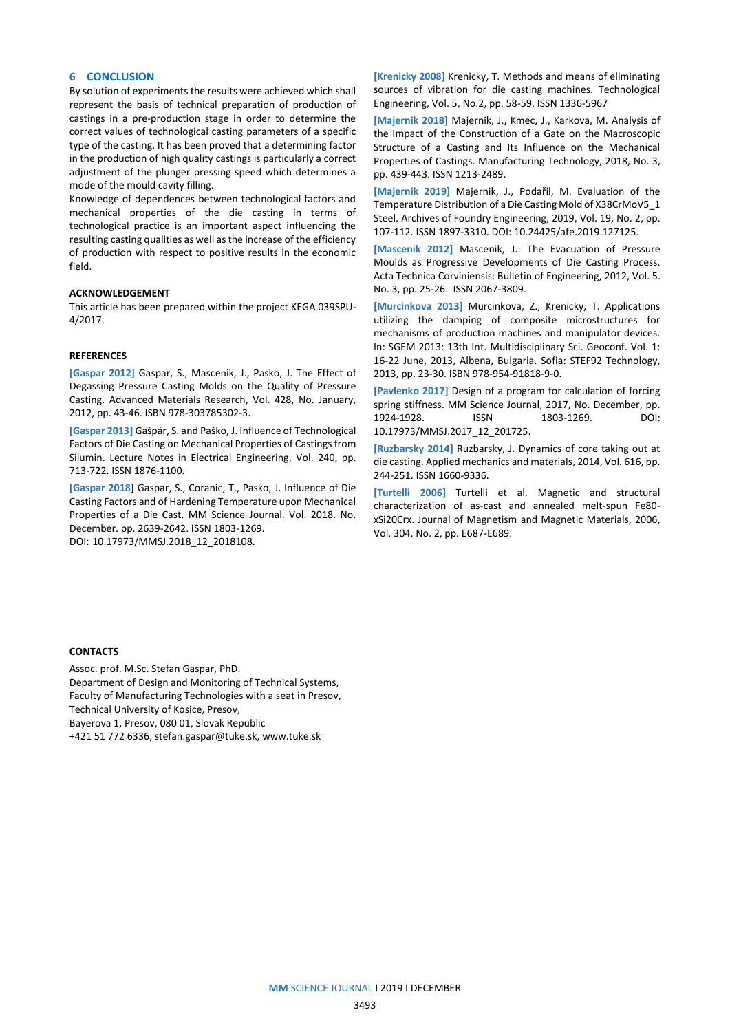## 6 CONCLUSION

By solution of experiments the results were achieved which shall represent the basis of technical preparation of production of castings in a pre-production stage in order to determine the correct values of technological casting parameters of a specific type of the casting. It has been proved that a determining factor in the production of high quality castings is particularly a correct adjustment of the plunger pressing speed which determines a mode of the mould cavity filling.

Knowledge of dependences between technological factors and mechanical properties of the die casting in terms of technological practice is an important aspect influencing the resulting casting qualities as well as the increase of the efficiency of production with respect to positive results in the economic field.

### ACKNOWLEDGEMENT

This article has been prepared within the project KEGA 039SPU-4/2017.

### REFERENCES

[Gaspar 2012] Gaspar, S., Mascenik, J., Pasko, J. The Effect of Degassing Pressure Casting Molds on the Quality of Pressure Casting. Advanced Materials Research, Vol. 428, No. January, 2012, pp. 43-46. ISBN 978-303785302-3.

[Gaspar 2013] Gašpár, S. and Paško, J. Influence of Technological Factors of Die Casting on Mechanical Properties of Castings from Silumin. Lecture Notes in Electrical Engineering, Vol. 240, pp. 713-722. ISSN 1876-1100.

[Gaspar 2018] Gaspar, S., Coranic, T., Pasko, J. Influence of Die Casting Factors and of Hardening Temperature upon Mechanical Properties of a Die Cast. MM Science Journal. Vol. 2018. No. December. pp. 2639-2642. ISSN 1803-1269. DOI: 10.17973/MMSJ.2018_12_2018108.

[Krenicky 2008] Krenicky, T. Methods and means of eliminating sources of vibration for die casting machines. Technological Engineering, Vol. 5, No.2, pp. 58-59. ISSN 1336-5967

[Majernik 2018] Majernik, J., Kmec, J., Karkova, M. Analysis of the Impact of the Construction of a Gate on the Macroscopic Structure of a Casting and Its Influence on the Mechanical Properties of Castings. Manufacturing Technology, 2018, No. 3, pp. 439-443. ISSN 1213-2489.

[Majernik 2019] Majernik, J., Podařil, M. Evaluation of the Temperature Distribution of a Die Casting Mold of X38CrMoV5_1 Steel. Archives of Foundry Engineering, 2019, Vol. 19, No. 2, pp. 107-112. ISSN 1897-3310. DOI: 10.24425/afe.2019.127125.

[Mascenik 2012] Mascenik, J.: The Evacuation of Pressure Moulds as Progressive Developments of Die Casting Process. Acta Technica Corviniensis: Bulletin of Engineering, 2012, Vol. 5. No. 3, pp. 25-26. ISSN 2067-3809.

[Murcinkova 2013] Murcinkova, Z., Krenicky, T. Applications utilizing the damping of composite microstructures for mechanisms of production machines and manipulator devices. In: SGEM 2013: 13th Int. Multidisciplinary Sci. Geoconf. Vol. 1: 16-22 June, 2013, Albena, Bulgaria. Sofia: STEF92 Technology, 2013, pp. 23-30. ISBN 978-954-91818-9-0.

[Pavlenko 2017] Design of a program for calculation of forcing spring stiffness. MM Science Journal, 2017, No. December, pp. 1924-1928. ISSN 1803-1269. DOI: 10.17973/MMSJ.2017_12_201725.

[Ruzbarsky 2014] Ruzbarsky, J. Dynamics of core taking out at die casting. Applied mechanics and materials, 2014, Vol. 616, pp. 244-251. ISSN 1660-9336.

[Turtelli 2006] Turtelli et al. Magnetic and structural characterization of as-cast and annealed melt-spun Fe80-xSi20Crx. Journal of Magnetism and Magnetic Materials, 2006, Vol. 304, No. 2, pp. E687-E689.

### CONTACTS

Assoc. prof. M.Sc. Stefan Gaspar, PhD.
Department of Design and Monitoring of Technical Systems,
Faculty of Manufacturing Technologies with a seat in Presov,
Technical University of Kosice, Presov,
Bayerova 1, Presov, 080 01, Slovak Republic
+421 51 772 6336, stefan.gaspar@tuke.sk, www.tuke.sk